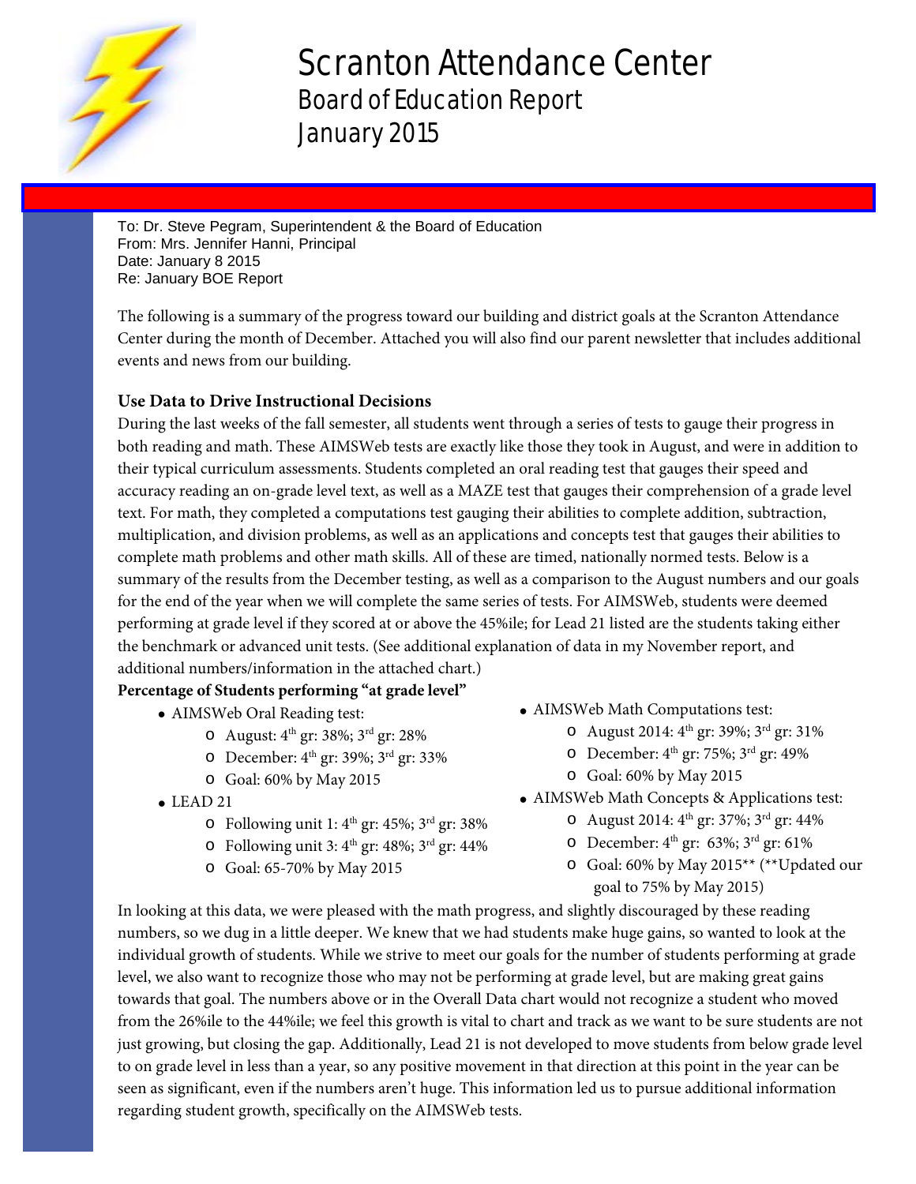# Scranton Attendance Center

## Board of Education Report

## January 2015

To: Dr. Steve Pegram, Superintendent & the Board of Education
From: Mrs. Jennifer Hanni, Principal
Date: January 8 2015
Re: January BOE Report

The following is a summary of the progress toward our building and district goals at the Scranton Attendance Center during the month of December. Attached you will also find our parent newsletter that includes additional events and news from our building.

### Use Data to Drive Instructional Decisions

During the last weeks of the fall semester, all students went through a series of tests to gauge their progress in both reading and math. These AIMSWeb tests are exactly like those they took in August, and were in addition to their typical curriculum assessments. Students completed an oral reading test that gauges their speed and accuracy reading an on-grade level text, as well as a MAZE test that gauges their comprehension of a grade level text. For math, they completed a computations test gauging their abilities to complete addition, subtraction, multiplication, and division problems, as well as an applications and concepts test that gauges their abilities to complete math problems and other math skills. All of these are timed, nationally normed tests. Below is a summary of the results from the December testing, as well as a comparison to the August numbers and our goals for the end of the year when we will complete the same series of tests. For AIMSWeb, students were deemed performing at grade level if they scored at or above the 45%ile; for Lead 21 listed are the students taking either the benchmark or advanced unit tests. (See additional explanation of data in my November report, and additional numbers/information in the attached chart.)

**Percentage of Students performing "at grade level"**

- AIMSWeb Oral Reading test:
  - August: 4th gr: 38%; 3rd gr: 28%
  - December: 4th gr: 39%; 3rd gr: 33%
  - Goal: 60% by May 2015
- LEAD 21
  - Following unit 1: 4th gr: 45%; 3rd gr: 38%
  - Following unit 3: 4th gr: 48%; 3rd gr: 44%
  - Goal: 65-70% by May 2015
- AIMSWeb Math Computations test:
  - August 2014: 4th gr: 39%; 3rd gr: 31%
  - December: 4th gr: 75%; 3rd gr: 49%
  - Goal: 60% by May 2015
- AIMSWeb Math Concepts & Applications test:
  - August 2014: 4th gr: 37%; 3rd gr: 44%
  - December: 4th gr: 63%; 3rd gr: 61%
  - Goal: 60% by May 2015** (**Updated our goal to 75% by May 2015)

In looking at this data, we were pleased with the math progress, and slightly discouraged by these reading numbers, so we dug in a little deeper. We knew that we had students make huge gains, so wanted to look at the individual growth of students. While we strive to meet our goals for the number of students performing at grade level, we also want to recognize those who may not be performing at grade level, but are making great gains towards that goal. The numbers above or in the Overall Data chart would not recognize a student who moved from the 26%ile to the 44%ile; we feel this growth is vital to chart and track as we want to be sure students are not just growing, but closing the gap. Additionally, Lead 21 is not developed to move students from below grade level to on grade level in less than a year, so any positive movement in that direction at this point in the year can be seen as significant, even if the numbers aren't huge. This information led us to pursue additional information regarding student growth, specifically on the AIMSWeb tests.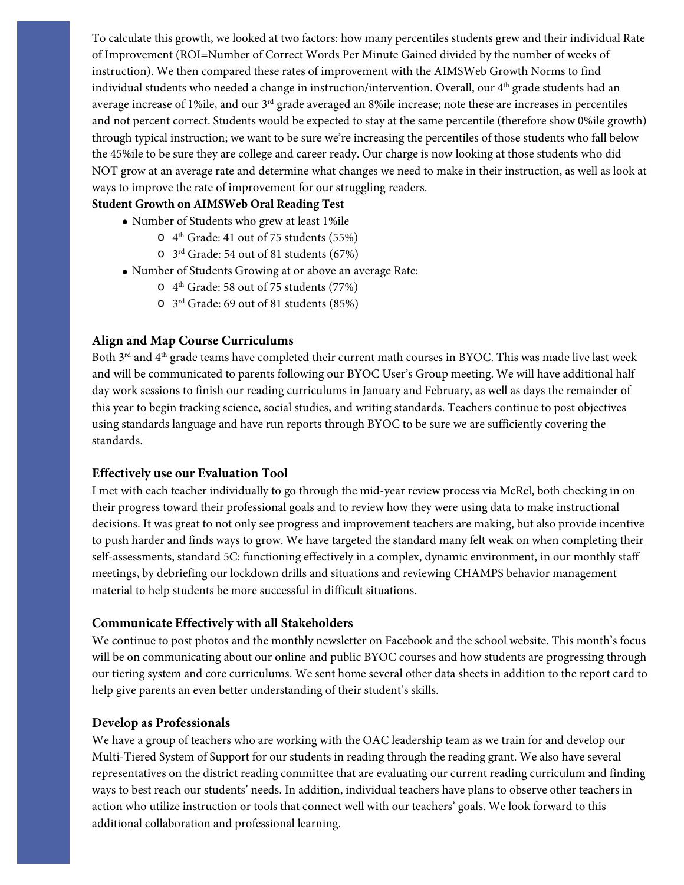To calculate this growth, we looked at two factors: how many percentiles students grew and their individual Rate of Improvement (ROI=Number of Correct Words Per Minute Gained divided by the number of weeks of instruction). We then compared these rates of improvement with the AIMSWeb Growth Norms to find individual students who needed a change in instruction/intervention. Overall, our 4th grade students had an average increase of 1%ile, and our 3rd grade averaged an 8%ile increase; note these are increases in percentiles and not percent correct. Students would be expected to stay at the same percentile (therefore show 0%ile growth) through typical instruction; we want to be sure we're increasing the percentiles of those students who fall below the 45%ile to be sure they are college and career ready. Our charge is now looking at those students who did NOT grow at an average rate and determine what changes we need to make in their instruction, as well as look at ways to improve the rate of improvement for our struggling readers.

**Student Growth on AIMSWeb Oral Reading Test**

- Number of Students who grew at least 1%ile
  - 4th Grade: 41 out of 75 students (55%)
  - 3rd Grade: 54 out of 81 students (67%)
- Number of Students Growing at or above an average Rate:
  - 4th Grade: 58 out of 75 students (77%)
  - 3rd Grade: 69 out of 81 students (85%)

### Align and Map Course Curriculums

Both 3rd and 4th grade teams have completed their current math courses in BYOC. This was made live last week and will be communicated to parents following our BYOC User's Group meeting. We will have additional half day work sessions to finish our reading curriculums in January and February, as well as days the remainder of this year to begin tracking science, social studies, and writing standards. Teachers continue to post objectives using standards language and have run reports through BYOC to be sure we are sufficiently covering the standards.

### Effectively use our Evaluation Tool

I met with each teacher individually to go through the mid-year review process via McRel, both checking in on their progress toward their professional goals and to review how they were using data to make instructional decisions. It was great to not only see progress and improvement teachers are making, but also provide incentive to push harder and finds ways to grow. We have targeted the standard many felt weak on when completing their self-assessments, standard 5C: functioning effectively in a complex, dynamic environment, in our monthly staff meetings, by debriefing our lockdown drills and situations and reviewing CHAMPS behavior management material to help students be more successful in difficult situations.

### Communicate Effectively with all Stakeholders

We continue to post photos and the monthly newsletter on Facebook and the school website. This month's focus will be on communicating about our online and public BYOC courses and how students are progressing through our tiering system and core curriculums. We sent home several other data sheets in addition to the report card to help give parents an even better understanding of their student's skills.

### Develop as Professionals

We have a group of teachers who are working with the OAC leadership team as we train for and develop our Multi-Tiered System of Support for our students in reading through the reading grant. We also have several representatives on the district reading committee that are evaluating our current reading curriculum and finding ways to best reach our students' needs. In addition, individual teachers have plans to observe other teachers in action who utilize instruction or tools that connect well with our teachers' goals. We look forward to this additional collaboration and professional learning.